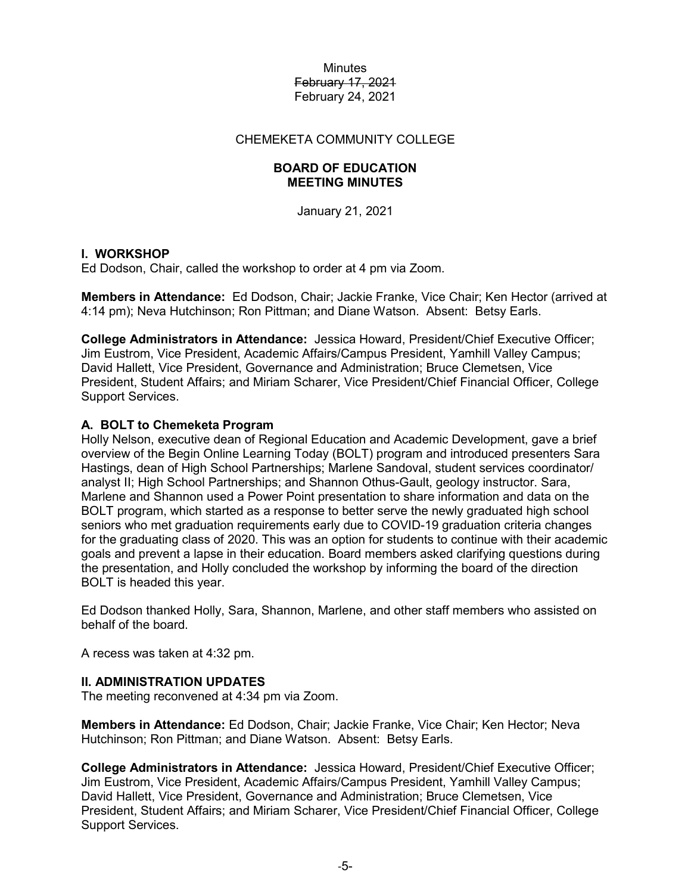Minutes
~~February 17, 2021~~
February 24, 2021

CHEMEKETA COMMUNITY COLLEGE

**BOARD OF EDUCATION**
**MEETING MINUTES**

January 21, 2021

## I. WORKSHOP

Ed Dodson, Chair, called the workshop to order at 4 pm via Zoom.

**Members in Attendance:** Ed Dodson, Chair; Jackie Franke, Vice Chair; Ken Hector (arrived at 4:14 pm); Neva Hutchinson; Ron Pittman; and Diane Watson. Absent: Betsy Earls.

**College Administrators in Attendance:** Jessica Howard, President/Chief Executive Officer; Jim Eustrom, Vice President, Academic Affairs/Campus President, Yamhill Valley Campus; David Hallett, Vice President, Governance and Administration; Bruce Clemetsen, Vice President, Student Affairs; and Miriam Scharer, Vice President/Chief Financial Officer, College Support Services.

### A. BOLT to Chemeketa Program

Holly Nelson, executive dean of Regional Education and Academic Development, gave a brief overview of the Begin Online Learning Today (BOLT) program and introduced presenters Sara Hastings, dean of High School Partnerships; Marlene Sandoval, student services coordinator/ analyst II; High School Partnerships; and Shannon Othus-Gault, geology instructor. Sara, Marlene and Shannon used a Power Point presentation to share information and data on the BOLT program, which started as a response to better serve the newly graduated high school seniors who met graduation requirements early due to COVID-19 graduation criteria changes for the graduating class of 2020. This was an option for students to continue with their academic goals and prevent a lapse in their education. Board members asked clarifying questions during the presentation, and Holly concluded the workshop by informing the board of the direction BOLT is headed this year.

Ed Dodson thanked Holly, Sara, Shannon, Marlene, and other staff members who assisted on behalf of the board.

A recess was taken at 4:32 pm.

## II. ADMINISTRATION UPDATES

The meeting reconvened at 4:34 pm via Zoom.

**Members in Attendance:** Ed Dodson, Chair; Jackie Franke, Vice Chair; Ken Hector; Neva Hutchinson; Ron Pittman; and Diane Watson. Absent: Betsy Earls.

**College Administrators in Attendance:** Jessica Howard, President/Chief Executive Officer; Jim Eustrom, Vice President, Academic Affairs/Campus President, Yamhill Valley Campus; David Hallett, Vice President, Governance and Administration; Bruce Clemetsen, Vice President, Student Affairs; and Miriam Scharer, Vice President/Chief Financial Officer, College Support Services.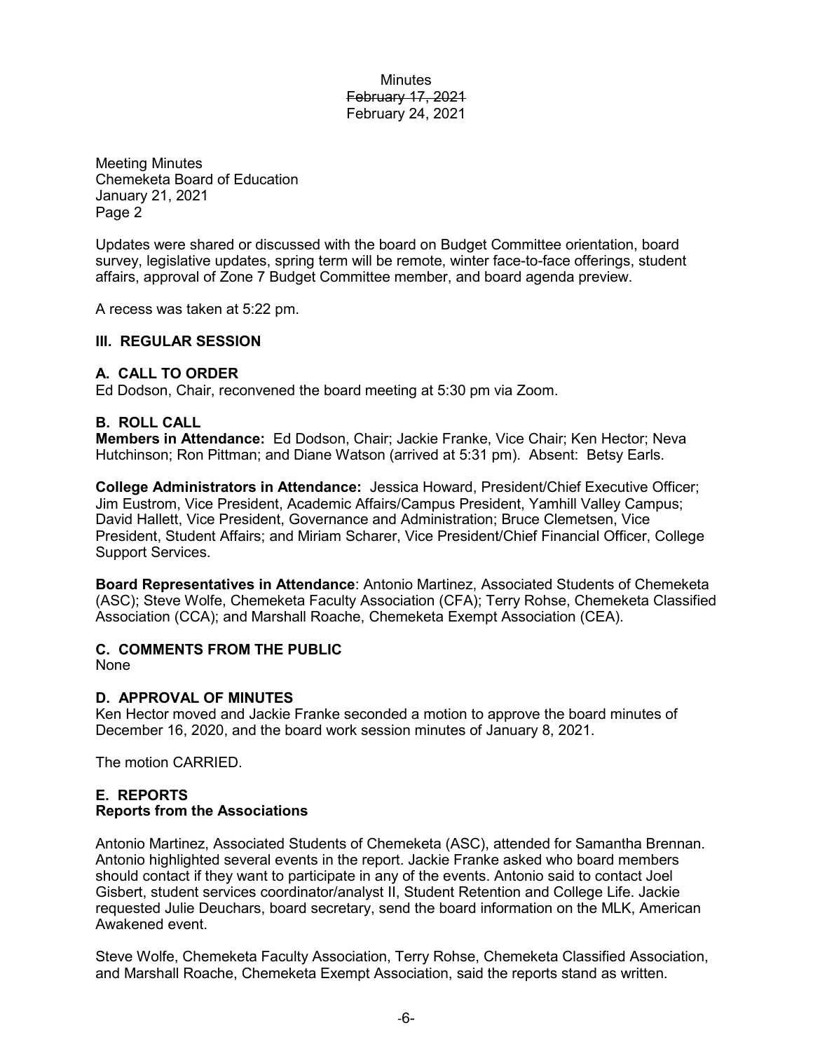Minutes
~~February 17, 2021~~
February 24, 2021

Meeting Minutes
Chemeketa Board of Education
January 21, 2021
Page 2

Updates were shared or discussed with the board on Budget Committee orientation, board survey, legislative updates, spring term will be remote, winter face-to-face offerings, student affairs, approval of Zone 7 Budget Committee member, and board agenda preview.

A recess was taken at 5:22 pm.

### III. REGULAR SESSION

#### A. CALL TO ORDER

Ed Dodson, Chair, reconvened the board meeting at 5:30 pm via Zoom.

#### B. ROLL CALL

**Members in Attendance:** Ed Dodson, Chair; Jackie Franke, Vice Chair; Ken Hector; Neva Hutchinson; Ron Pittman; and Diane Watson (arrived at 5:31 pm). Absent: Betsy Earls.

**College Administrators in Attendance:** Jessica Howard, President/Chief Executive Officer; Jim Eustrom, Vice President, Academic Affairs/Campus President, Yamhill Valley Campus; David Hallett, Vice President, Governance and Administration; Bruce Clemetsen, Vice President, Student Affairs; and Miriam Scharer, Vice President/Chief Financial Officer, College Support Services.

**Board Representatives in Attendance**: Antonio Martinez, Associated Students of Chemeketa (ASC); Steve Wolfe, Chemeketa Faculty Association (CFA); Terry Rohse, Chemeketa Classified Association (CCA); and Marshall Roache, Chemeketa Exempt Association (CEA).

#### C. COMMENTS FROM THE PUBLIC

None

#### D. APPROVAL OF MINUTES

Ken Hector moved and Jackie Franke seconded a motion to approve the board minutes of December 16, 2020, and the board work session minutes of January 8, 2021.

The motion CARRIED.

#### E. REPORTS

**Reports from the Associations**

Antonio Martinez, Associated Students of Chemeketa (ASC), attended for Samantha Brennan. Antonio highlighted several events in the report. Jackie Franke asked who board members should contact if they want to participate in any of the events. Antonio said to contact Joel Gisbert, student services coordinator/analyst II, Student Retention and College Life. Jackie requested Julie Deuchars, board secretary, send the board information on the MLK, American Awakened event.

Steve Wolfe, Chemeketa Faculty Association, Terry Rohse, Chemeketa Classified Association, and Marshall Roache, Chemeketa Exempt Association, said the reports stand as written.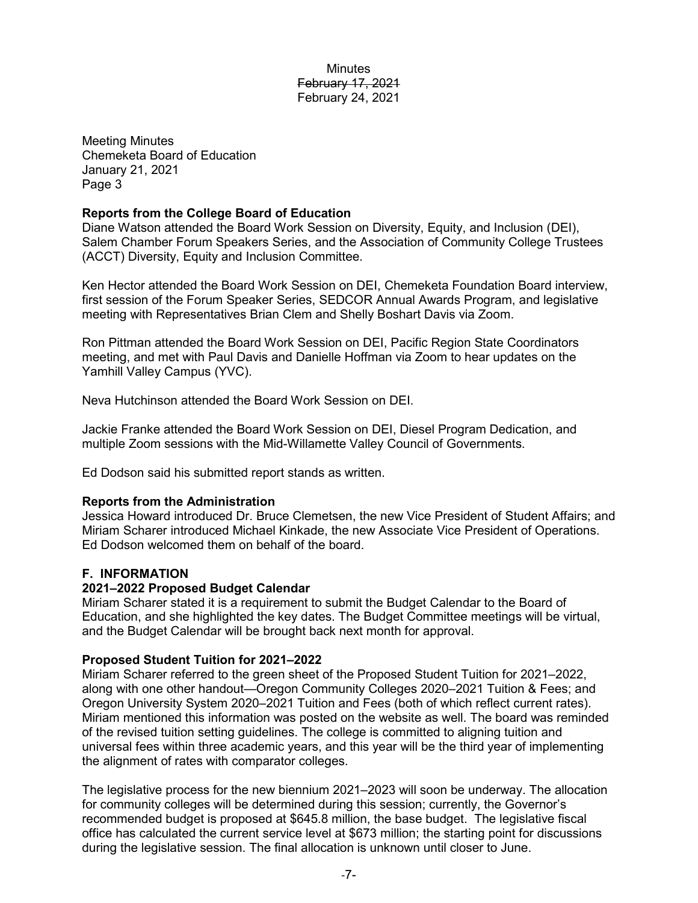Minutes
~~February 17, 2021~~
February 24, 2021

Meeting Minutes
Chemeketa Board of Education
January 21, 2021
Page 3

**Reports from the College Board of Education**

Diane Watson attended the Board Work Session on Diversity, Equity, and Inclusion (DEI), Salem Chamber Forum Speakers Series, and the Association of Community College Trustees (ACCT) Diversity, Equity and Inclusion Committee.

Ken Hector attended the Board Work Session on DEI, Chemeketa Foundation Board interview, first session of the Forum Speaker Series, SEDCOR Annual Awards Program, and legislative meeting with Representatives Brian Clem and Shelly Boshart Davis via Zoom.

Ron Pittman attended the Board Work Session on DEI, Pacific Region State Coordinators meeting, and met with Paul Davis and Danielle Hoffman via Zoom to hear updates on the Yamhill Valley Campus (YVC).

Neva Hutchinson attended the Board Work Session on DEI.

Jackie Franke attended the Board Work Session on DEI, Diesel Program Dedication, and multiple Zoom sessions with the Mid-Willamette Valley Council of Governments.

Ed Dodson said his submitted report stands as written.

**Reports from the Administration**

Jessica Howard introduced Dr. Bruce Clemetsen, the new Vice President of Student Affairs; and Miriam Scharer introduced Michael Kinkade, the new Associate Vice President of Operations. Ed Dodson welcomed them on behalf of the board.

## F. INFORMATION

**2021–2022 Proposed Budget Calendar**

Miriam Scharer stated it is a requirement to submit the Budget Calendar to the Board of Education, and she highlighted the key dates. The Budget Committee meetings will be virtual, and the Budget Calendar will be brought back next month for approval.

**Proposed Student Tuition for 2021–2022**

Miriam Scharer referred to the green sheet of the Proposed Student Tuition for 2021–2022, along with one other handout—Oregon Community Colleges 2020–2021 Tuition & Fees; and Oregon University System 2020–2021 Tuition and Fees (both of which reflect current rates). Miriam mentioned this information was posted on the website as well. The board was reminded of the revised tuition setting guidelines. The college is committed to aligning tuition and universal fees within three academic years, and this year will be the third year of implementing the alignment of rates with comparator colleges.

The legislative process for the new biennium 2021–2023 will soon be underway. The allocation for community colleges will be determined during this session; currently, the Governor's recommended budget is proposed at $645.8 million, the base budget. The legislative fiscal office has calculated the current service level at $673 million; the starting point for discussions during the legislative session. The final allocation is unknown until closer to June.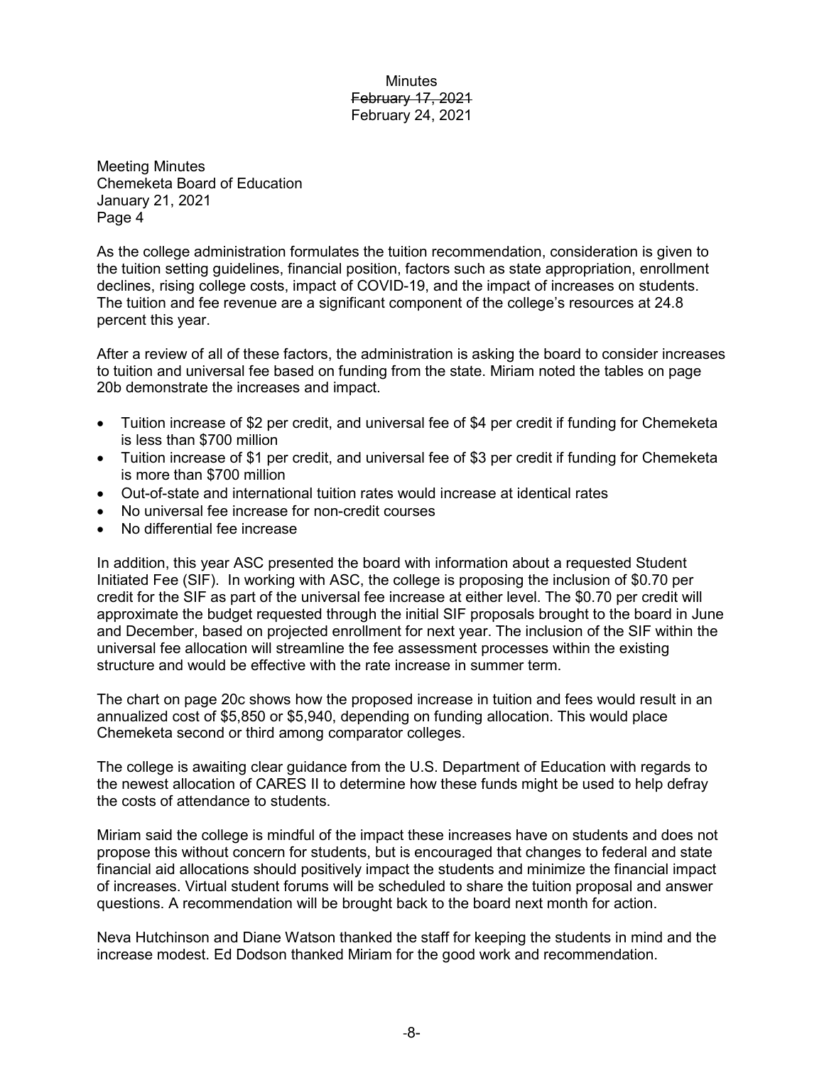Minutes
~~February 17, 2021~~
February 24, 2021

Meeting Minutes
Chemeketa Board of Education
January 21, 2021
Page 4

As the college administration formulates the tuition recommendation, consideration is given to the tuition setting guidelines, financial position, factors such as state appropriation, enrollment declines, rising college costs, impact of COVID-19, and the impact of increases on students. The tuition and fee revenue are a significant component of the college's resources at 24.8 percent this year.

After a review of all of these factors, the administration is asking the board to consider increases to tuition and universal fee based on funding from the state. Miriam noted the tables on page 20b demonstrate the increases and impact.

- Tuition increase of $2 per credit, and universal fee of $4 per credit if funding for Chemeketa is less than $700 million
- Tuition increase of $1 per credit, and universal fee of $3 per credit if funding for Chemeketa is more than $700 million
- Out-of-state and international tuition rates would increase at identical rates
- No universal fee increase for non-credit courses
- No differential fee increase

In addition, this year ASC presented the board with information about a requested Student Initiated Fee (SIF). In working with ASC, the college is proposing the inclusion of $0.70 per credit for the SIF as part of the universal fee increase at either level. The $0.70 per credit will approximate the budget requested through the initial SIF proposals brought to the board in June and December, based on projected enrollment for next year. The inclusion of the SIF within the universal fee allocation will streamline the fee assessment processes within the existing structure and would be effective with the rate increase in summer term.

The chart on page 20c shows how the proposed increase in tuition and fees would result in an annualized cost of $5,850 or $5,940, depending on funding allocation. This would place Chemeketa second or third among comparator colleges.

The college is awaiting clear guidance from the U.S. Department of Education with regards to the newest allocation of CARES II to determine how these funds might be used to help defray the costs of attendance to students.

Miriam said the college is mindful of the impact these increases have on students and does not propose this without concern for students, but is encouraged that changes to federal and state financial aid allocations should positively impact the students and minimize the financial impact of increases. Virtual student forums will be scheduled to share the tuition proposal and answer questions. A recommendation will be brought back to the board next month for action.

Neva Hutchinson and Diane Watson thanked the staff for keeping the students in mind and the increase modest. Ed Dodson thanked Miriam for the good work and recommendation.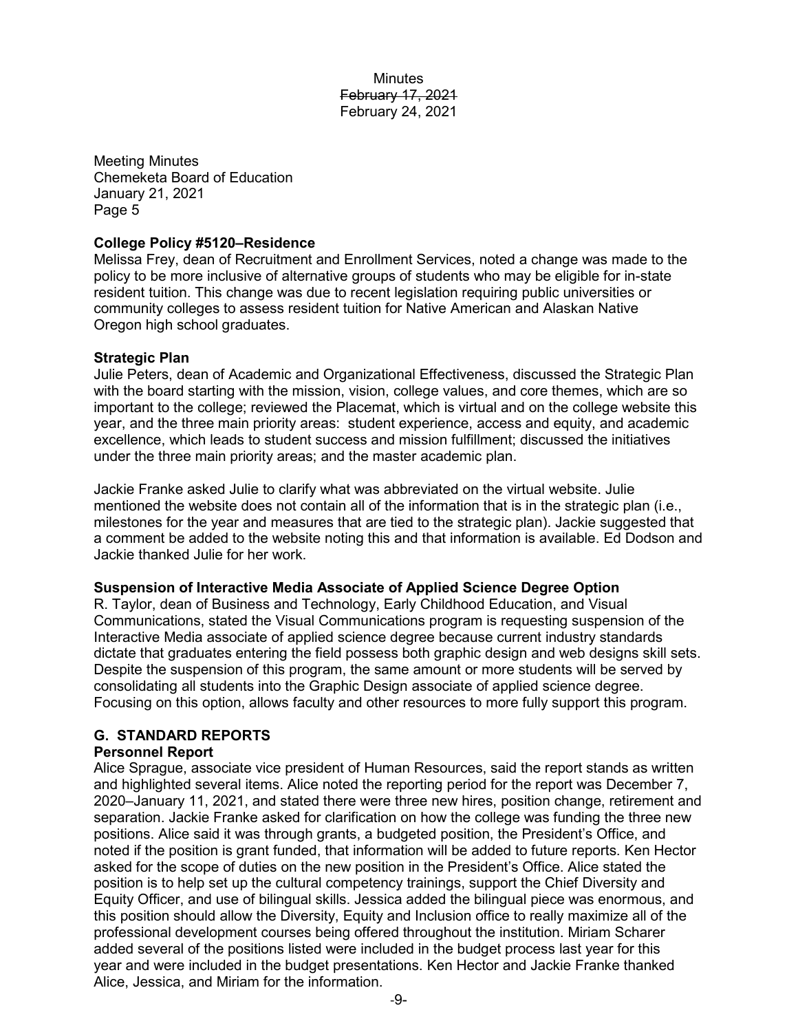Minutes
~~February 17, 2021~~
February 24, 2021

Meeting Minutes
Chemeketa Board of Education
January 21, 2021
Page 5

**College Policy #5120–Residence**
Melissa Frey, dean of Recruitment and Enrollment Services, noted a change was made to the policy to be more inclusive of alternative groups of students who may be eligible for in-state resident tuition. This change was due to recent legislation requiring public universities or community colleges to assess resident tuition for Native American and Alaskan Native Oregon high school graduates.

**Strategic Plan**
Julie Peters, dean of Academic and Organizational Effectiveness, discussed the Strategic Plan with the board starting with the mission, vision, college values, and core themes, which are so important to the college; reviewed the Placemat, which is virtual and on the college website this year, and the three main priority areas: student experience, access and equity, and academic excellence, which leads to student success and mission fulfillment; discussed the initiatives under the three main priority areas; and the master academic plan.

Jackie Franke asked Julie to clarify what was abbreviated on the virtual website. Julie mentioned the website does not contain all of the information that is in the strategic plan (i.e., milestones for the year and measures that are tied to the strategic plan). Jackie suggested that a comment be added to the website noting this and that information is available. Ed Dodson and Jackie thanked Julie for her work.

**Suspension of Interactive Media Associate of Applied Science Degree Option**
R. Taylor, dean of Business and Technology, Early Childhood Education, and Visual Communications, stated the Visual Communications program is requesting suspension of the Interactive Media associate of applied science degree because current industry standards dictate that graduates entering the field possess both graphic design and web designs skill sets. Despite the suspension of this program, the same amount or more students will be served by consolidating all students into the Graphic Design associate of applied science degree. Focusing on this option, allows faculty and other resources to more fully support this program.

## G. STANDARD REPORTS

**Personnel Report**
Alice Sprague, associate vice president of Human Resources, said the report stands as written and highlighted several items. Alice noted the reporting period for the report was December 7, 2020–January 11, 2021, and stated there were three new hires, position change, retirement and separation. Jackie Franke asked for clarification on how the college was funding the three new positions. Alice said it was through grants, a budgeted position, the President's Office, and noted if the position is grant funded, that information will be added to future reports. Ken Hector asked for the scope of duties on the new position in the President's Office. Alice stated the position is to help set up the cultural competency trainings, support the Chief Diversity and Equity Officer, and use of bilingual skills. Jessica added the bilingual piece was enormous, and this position should allow the Diversity, Equity and Inclusion office to really maximize all of the professional development courses being offered throughout the institution. Miriam Scharer added several of the positions listed were included in the budget process last year for this year and were included in the budget presentations. Ken Hector and Jackie Franke thanked Alice, Jessica, and Miriam for the information.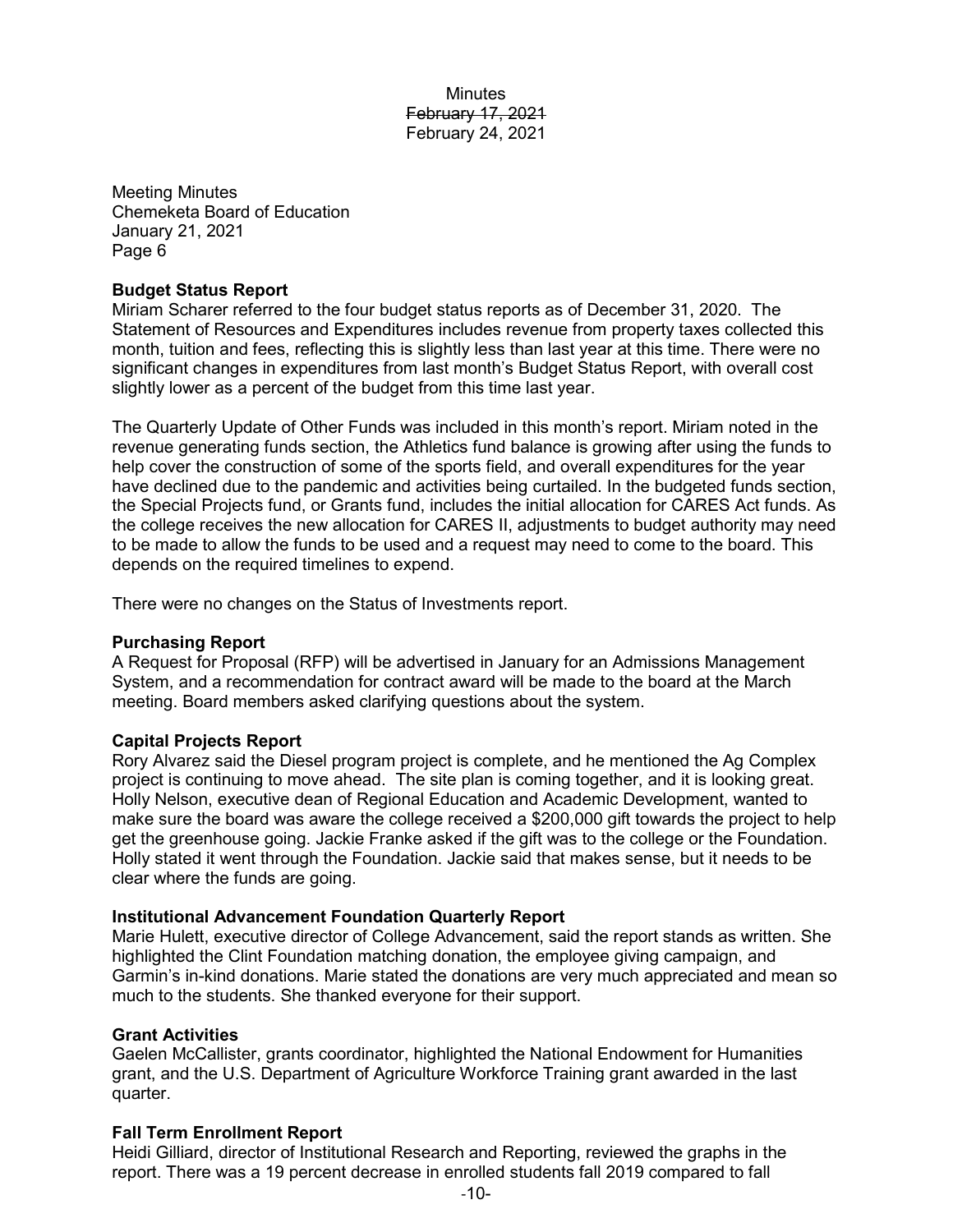Minutes
~~February 17, 2021~~
February 24, 2021

Meeting Minutes
Chemeketa Board of Education
January 21, 2021
Page 6

**Budget Status Report**
Miriam Scharer referred to the four budget status reports as of December 31, 2020. The Statement of Resources and Expenditures includes revenue from property taxes collected this month, tuition and fees, reflecting this is slightly less than last year at this time. There were no significant changes in expenditures from last month's Budget Status Report, with overall cost slightly lower as a percent of the budget from this time last year.

The Quarterly Update of Other Funds was included in this month's report. Miriam noted in the revenue generating funds section, the Athletics fund balance is growing after using the funds to help cover the construction of some of the sports field, and overall expenditures for the year have declined due to the pandemic and activities being curtailed. In the budgeted funds section, the Special Projects fund, or Grants fund, includes the initial allocation for CARES Act funds. As the college receives the new allocation for CARES II, adjustments to budget authority may need to be made to allow the funds to be used and a request may need to come to the board. This depends on the required timelines to expend.

There were no changes on the Status of Investments report.

**Purchasing Report**
A Request for Proposal (RFP) will be advertised in January for an Admissions Management System, and a recommendation for contract award will be made to the board at the March meeting. Board members asked clarifying questions about the system.

**Capital Projects Report**
Rory Alvarez said the Diesel program project is complete, and he mentioned the Ag Complex project is continuing to move ahead. The site plan is coming together, and it is looking great. Holly Nelson, executive dean of Regional Education and Academic Development, wanted to make sure the board was aware the college received a $200,000 gift towards the project to help get the greenhouse going. Jackie Franke asked if the gift was to the college or the Foundation. Holly stated it went through the Foundation. Jackie said that makes sense, but it needs to be clear where the funds are going.

**Institutional Advancement Foundation Quarterly Report**
Marie Hulett, executive director of College Advancement, said the report stands as written. She highlighted the Clint Foundation matching donation, the employee giving campaign, and Garmin's in-kind donations. Marie stated the donations are very much appreciated and mean so much to the students. She thanked everyone for their support.

**Grant Activities**
Gaelen McCallister, grants coordinator, highlighted the National Endowment for Humanities grant, and the U.S. Department of Agriculture Workforce Training grant awarded in the last quarter.

**Fall Term Enrollment Report**
Heidi Gilliard, director of Institutional Research and Reporting, reviewed the graphs in the report. There was a 19 percent decrease in enrolled students fall 2019 compared to fall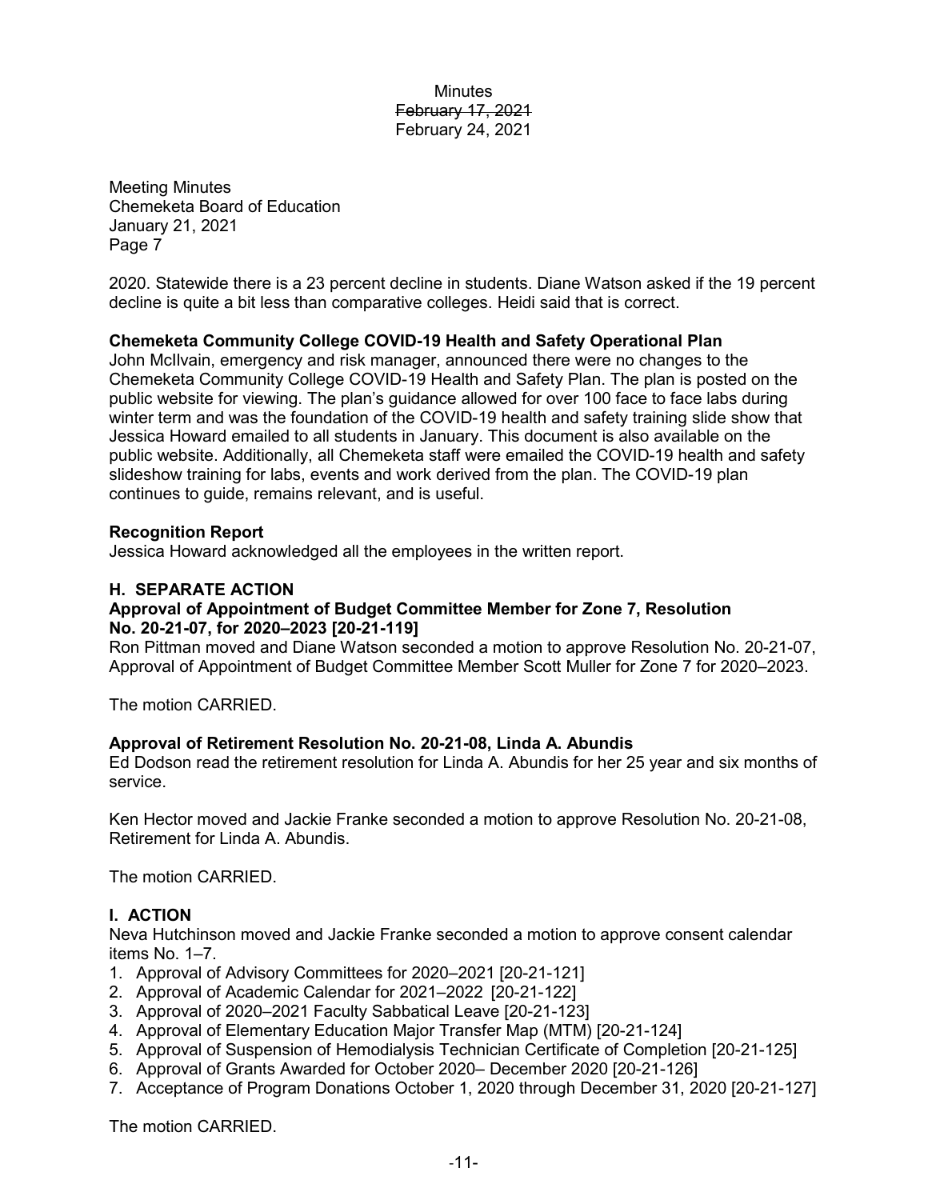2020. Statewide there is a 23 percent decline in students. Diane Watson asked if the 19 percent decline is quite a bit less than comparative colleges. Heidi said that is correct.

**Chemeketa Community College COVID-19 Health and Safety Operational Plan**

John McIlvain, emergency and risk manager, announced there were no changes to the Chemeketa Community College COVID-19 Health and Safety Plan. The plan is posted on the public website for viewing. The plan's guidance allowed for over 100 face to face labs during winter term and was the foundation of the COVID-19 health and safety training slide show that Jessica Howard emailed to all students in January. This document is also available on the public website. Additionally, all Chemeketa staff were emailed the COVID-19 health and safety slideshow training for labs, events and work derived from the plan. The COVID-19 plan continues to guide, remains relevant, and is useful.

**Recognition Report**

Jessica Howard acknowledged all the employees in the written report.

## H. SEPARATE ACTION

**Approval of Appointment of Budget Committee Member for Zone 7, Resolution No. 20-21-07, for 2020–2023 [20-21-119]**

Ron Pittman moved and Diane Watson seconded a motion to approve Resolution No. 20-21-07, Approval of Appointment of Budget Committee Member Scott Muller for Zone 7 for 2020–2023.

The motion CARRIED.

**Approval of Retirement Resolution No. 20-21-08, Linda A. Abundis**

Ed Dodson read the retirement resolution for Linda A. Abundis for her 25 year and six months of service.

Ken Hector moved and Jackie Franke seconded a motion to approve Resolution No. 20-21-08, Retirement for Linda A. Abundis.

The motion CARRIED.

## I. ACTION

Neva Hutchinson moved and Jackie Franke seconded a motion to approve consent calendar items No. 1–7.

1. Approval of Advisory Committees for 2020–2021 [20-21-121]
2. Approval of Academic Calendar for 2021–2022 [20-21-122]
3. Approval of 2020–2021 Faculty Sabbatical Leave [20-21-123]
4. Approval of Elementary Education Major Transfer Map (MTM) [20-21-124]
5. Approval of Suspension of Hemodialysis Technician Certificate of Completion [20-21-125]
6. Approval of Grants Awarded for October 2020– December 2020 [20-21-126]
7. Acceptance of Program Donations October 1, 2020 through December 31, 2020 [20-21-127]

The motion CARRIED.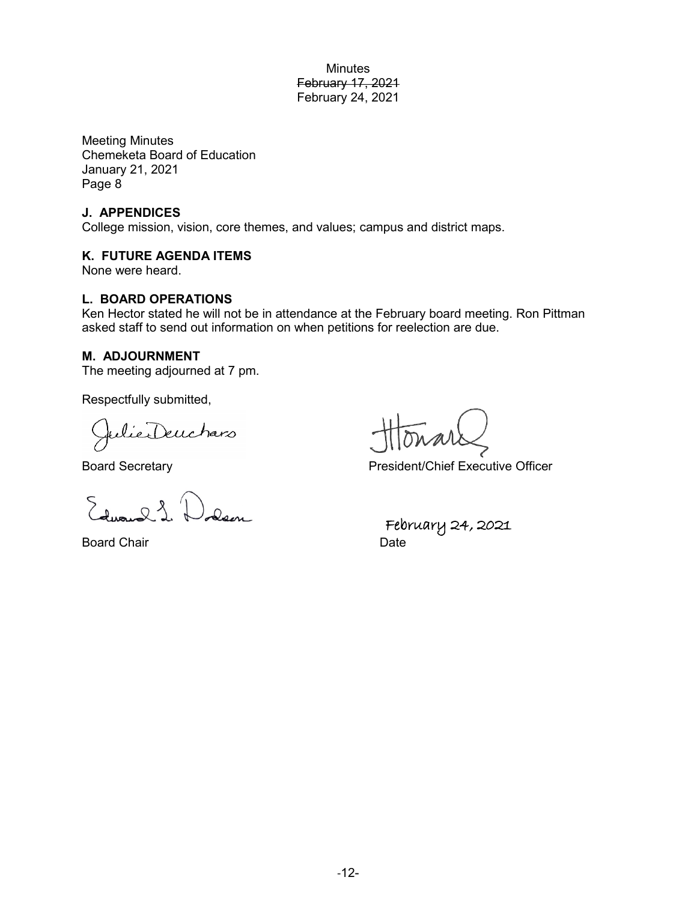Minutes
~~February 17, 2021~~
February 24, 2021

Meeting Minutes
Chemeketa Board of Education
January 21, 2021
Page 8

**J. APPENDICES**
College mission, vision, core themes, and values; campus and district maps.

**K. FUTURE AGENDA ITEMS**
None were heard.

**L. BOARD OPERATIONS**
Ken Hector stated he will not be in attendance at the February board meeting. Ron Pittman asked staff to send out information on when petitions for reelection are due.

**M. ADJOURNMENT**
The meeting adjourned at 7 pm.

Respectfully submitted,

Julie Deuchars

Board Secretary

JHoward

President/Chief Executive Officer

Edward L. Dodson

Board Chair

February 24, 2021

Date